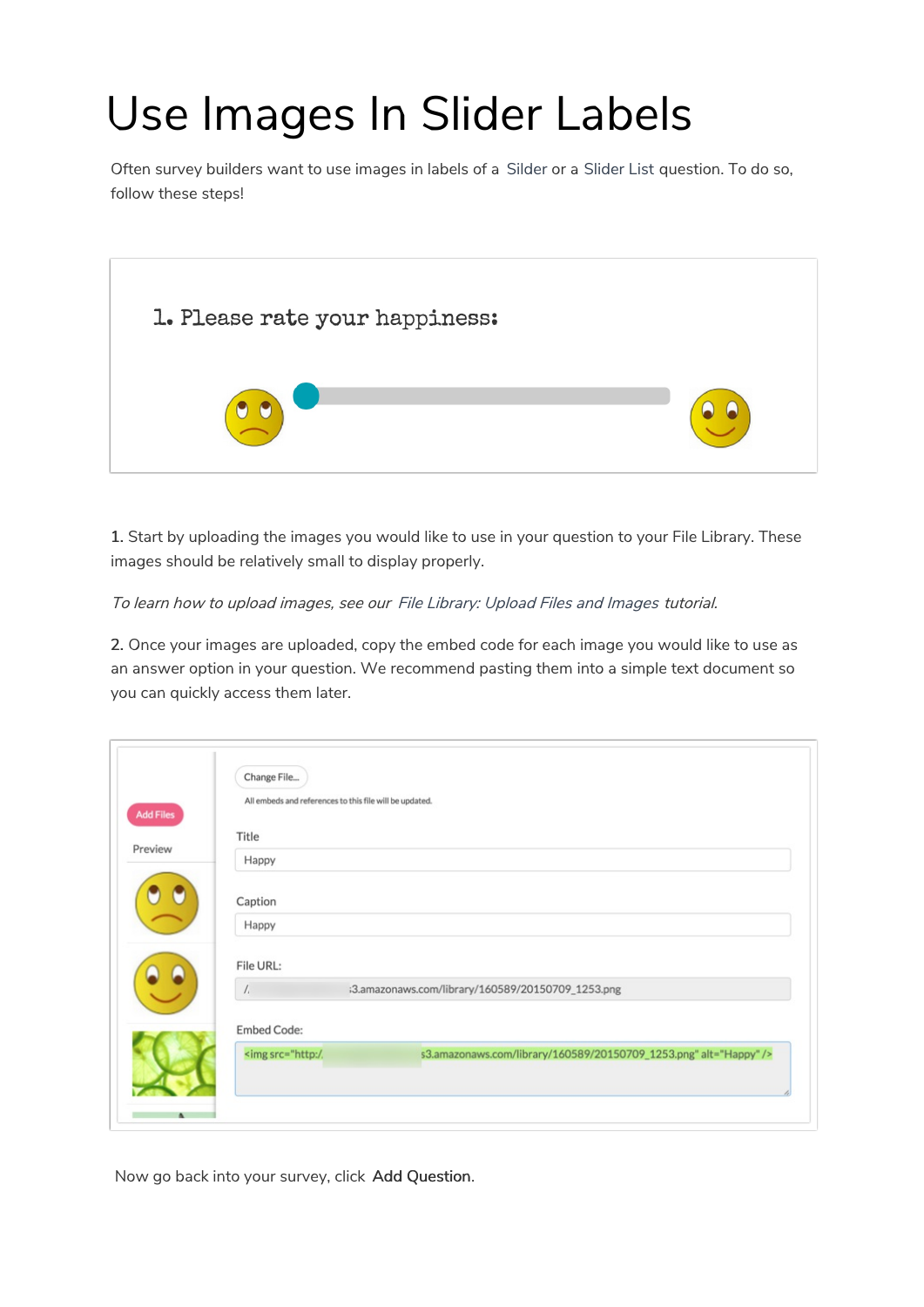# Use Images In Slider Labels

Often survey builders want to use images in labels of a Silder or a Slider List question. To do so, follow these steps!

1. Start by uploading the images you would like to use in your question to your File Library. These images should be relatively small to display properly.

*To learn how to upload images, see our File Library: Upload Files and Images tutorial.*

2. Once your images are uploaded, copy the embed code for each image you would like to use as an answer option in your question. We recommend pasting them into a simple text document so you can quickly access them later.

Now go back into your survey, click **Add Question**.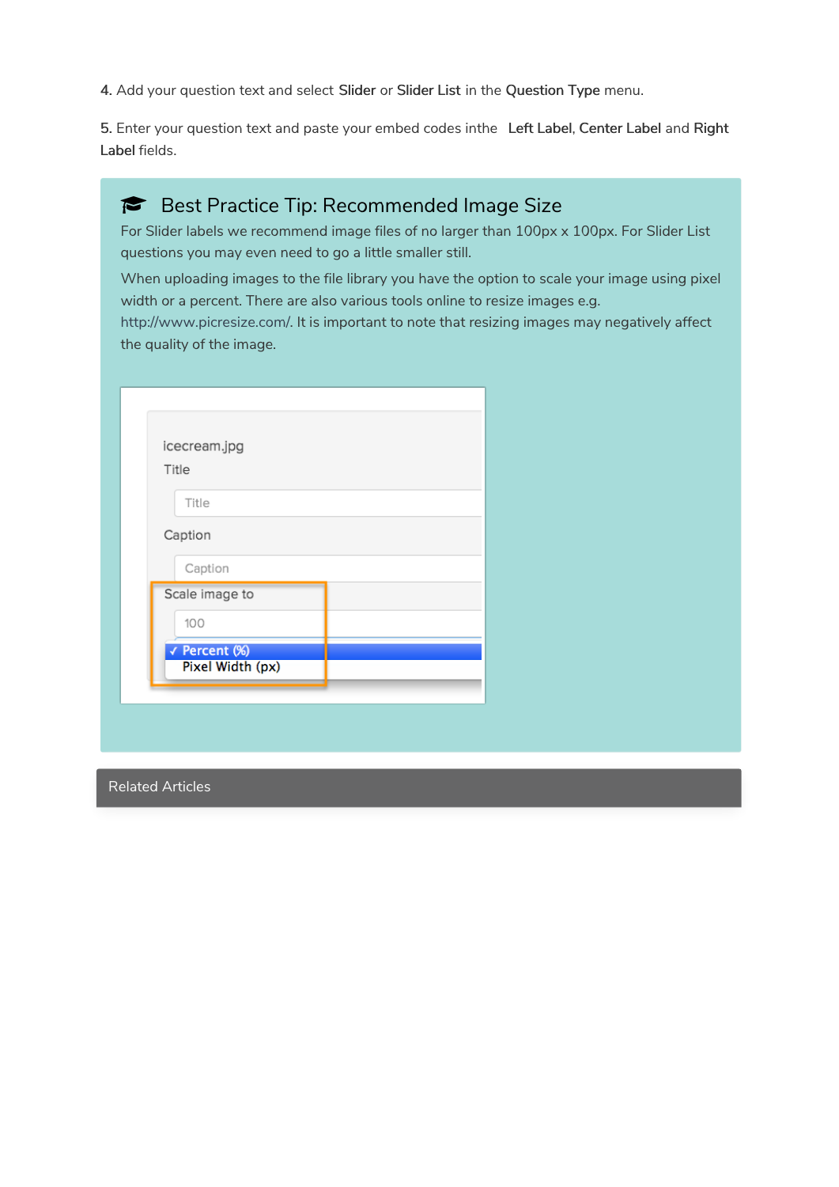4. Add your question text and select **Slider** or **Slider List** in the **Question Type** menu.

5. Enter your question text and paste your embed codes inthe **Left Label**, **Center Label** and **Right Label** fields.

### Best Practice Tip: Recommended Image Size

For Slider labels we recommend image files of no larger than 100px x 100px. For Slider List questions you may even need to go a little smaller still.

When uploading images to the file library you have the option to scale your image using pixel width or a percent. There are also various tools online to resize images e.g. http://www.picresize.com/. It is important to note that resizing images may negatively affect the quality of the image.

Related Articles